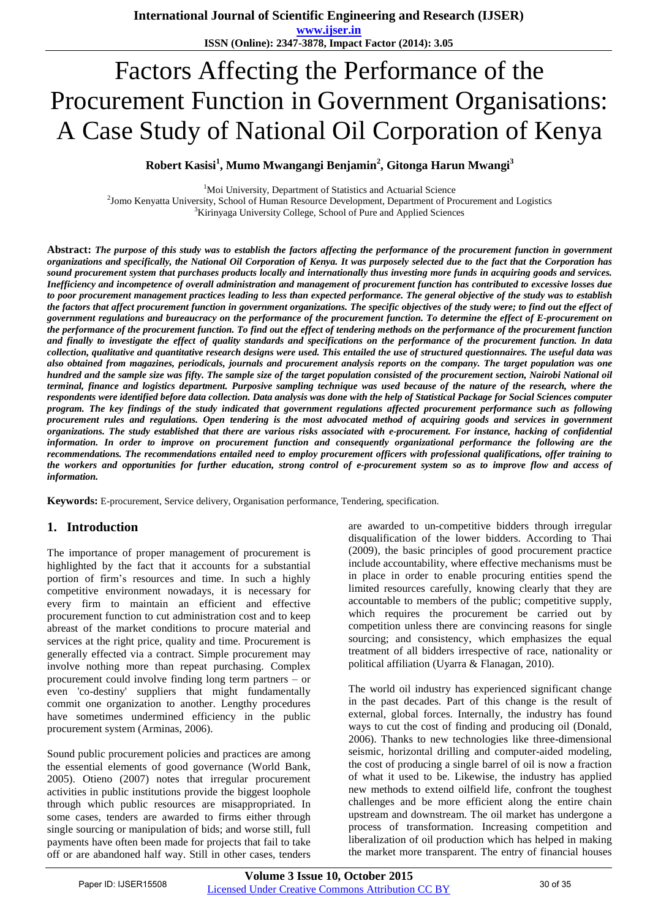# Factors Affecting the Performance of the Procurement Function in Government Organisations: A Case Study of National Oil Corporation of Kenya

**Robert Kasisi[1], Mumo Mwangangi Benjamin[2], Gitonga Harun Mwangi[3]**

[1]Moi University, Department of Statistics and Actuarial Science

[2]Jomo Kenyatta University, School of Human Resource Development, Department of Procurement and Logistics

[3]Kirinyaga University College, School of Pure and Applied Sciences

**Abstract:** ***The purpose of this study was to establish the factors affecting the performance of the procurement function in government organizations and specifically, the National Oil Corporation of Kenya. It was purposely selected due to the fact that the Corporation has sound procurement system that purchases products locally and internationally thus investing more funds in acquiring goods and services. Inefficiency and incompetence of overall administration and management of procurement function has contributed to excessive losses due to poor procurement management practices leading to less than expected performance. The general objective of the study was to establish the factors that affect procurement function in government organizations. The specific objectives of the study were; to find out the effect of government regulations and bureaucracy on the performance of the procurement function. To determine the effect of E-procurement on the performance of the procurement function. To find out the effect of tendering methods on the performance of the procurement function and finally to investigate the effect of quality standards and specifications on the performance of the procurement function. In data collection, qualitative and quantitative research designs were used. This entailed the use of structured questionnaires. The useful data was also obtained from magazines, periodicals, journals and procurement analysis reports on the company. The target population was one hundred and the sample size was fifty. The sample size of the target population consisted of the procurement section, Nairobi National oil terminal, finance and logistics department. Purposive sampling technique was used because of the nature of the research, where the respondents were identified before data collection. Data analysis was done with the help of Statistical Package for Social Sciences computer program. The key findings of the study indicated that government regulations affected procurement performance such as following procurement rules and regulations. Open tendering is the most advocated method of acquiring goods and services in government organizations. The study established that there are various risks associated with e-procurement. For instance, hacking of confidential information. In order to improve on procurement function and consequently organizational performance the following are the recommendations. The recommendations entailed need to employ procurement officers with professional qualifications, offer training to the workers and opportunities for further education, strong control of e-procurement system so as to improve flow and access of information.***

**Keywords:** E-procurement, Service delivery, Organisation performance, Tendering, specification.

## 1. Introduction

The importance of proper management of procurement is highlighted by the fact that it accounts for a substantial portion of firm's resources and time. In such a highly competitive environment nowadays, it is necessary for every firm to maintain an efficient and effective procurement function to cut administration cost and to keep abreast of the market conditions to procure material and services at the right price, quality and time. Procurement is generally effected via a contract. Simple procurement may involve nothing more than repeat purchasing. Complex procurement could involve finding long term partners – or even 'co-destiny' suppliers that might fundamentally commit one organization to another. Lengthy procedures have sometimes undermined efficiency in the public procurement system (Arminas, 2006).

Sound public procurement policies and practices are among the essential elements of good governance (World Bank, 2005). Otieno (2007) notes that irregular procurement activities in public institutions provide the biggest loophole through which public resources are misappropriated. In some cases, tenders are awarded to firms either through single sourcing or manipulation of bids; and worse still, full payments have often been made for projects that fail to take off or are abandoned half way. Still in other cases, tenders are awarded to un-competitive bidders through irregular disqualification of the lower bidders. According to Thai (2009), the basic principles of good procurement practice include accountability, where effective mechanisms must be in place in order to enable procuring entities spend the limited resources carefully, knowing clearly that they are accountable to members of the public; competitive supply, which requires the procurement be carried out by competition unless there are convincing reasons for single sourcing; and consistency, which emphasizes the equal treatment of all bidders irrespective of race, nationality or political affiliation (Uyarra & Flanagan, 2010).

The world oil industry has experienced significant change in the past decades. Part of this change is the result of external, global forces. Internally, the industry has found ways to cut the cost of finding and producing oil (Donald, 2006). Thanks to new technologies like three-dimensional seismic, horizontal drilling and computer-aided modeling, the cost of producing a single barrel of oil is now a fraction of what it used to be. Likewise, the industry has applied new methods to extend oilfield life, confront the toughest challenges and be more efficient along the entire chain upstream and downstream. The oil market has undergone a process of transformation. Increasing competition and liberalization of oil production which has helped in making the market more transparent. The entry of financial houses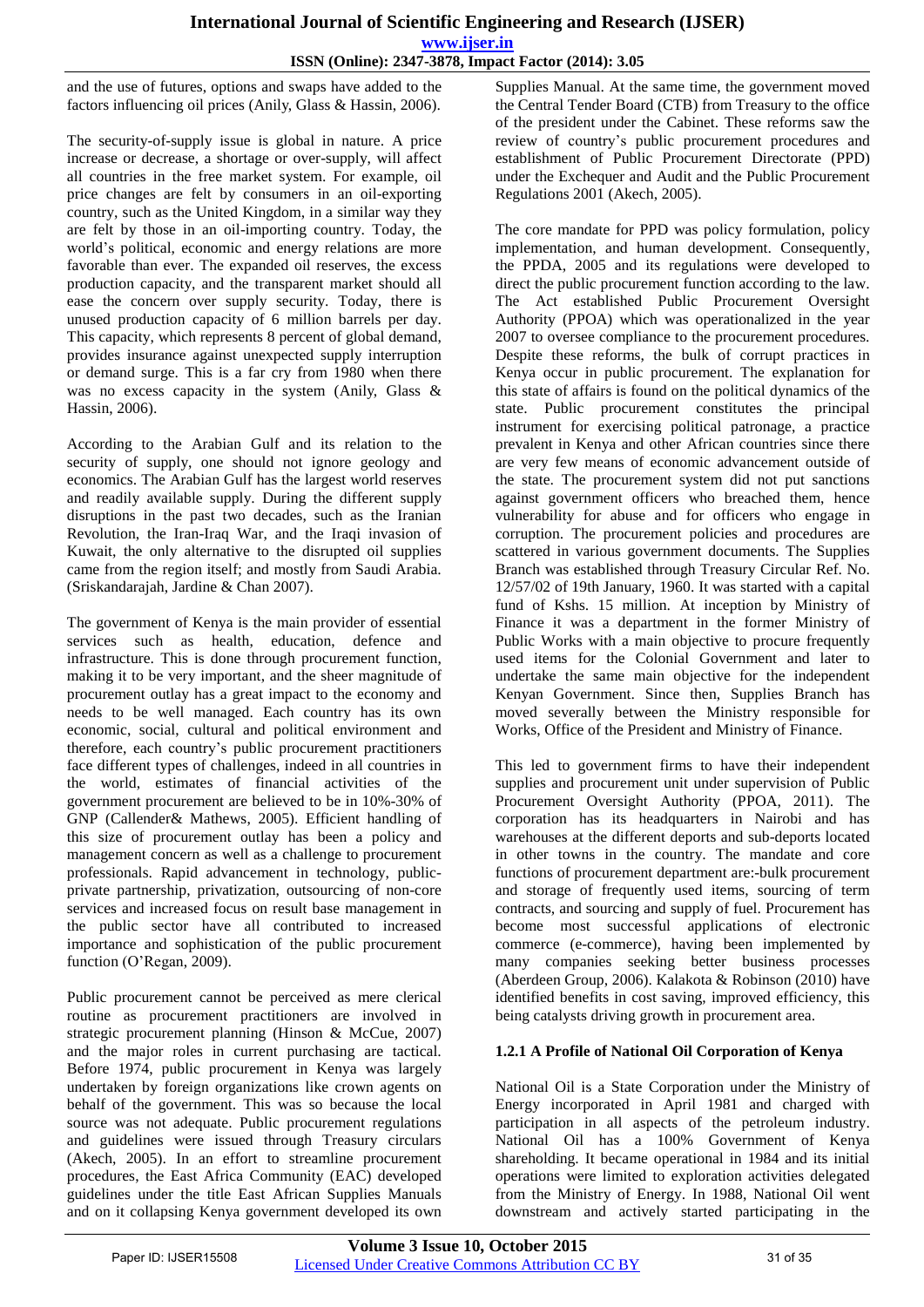and the use of futures, options and swaps have added to the factors influencing oil prices (Anily, Glass & Hassin, 2006).

The security-of-supply issue is global in nature. A price increase or decrease, a shortage or over-supply, will affect all countries in the free market system. For example, oil price changes are felt by consumers in an oil-exporting country, such as the United Kingdom, in a similar way they are felt by those in an oil-importing country. Today, the world's political, economic and energy relations are more favorable than ever. The expanded oil reserves, the excess production capacity, and the transparent market should all ease the concern over supply security. Today, there is unused production capacity of 6 million barrels per day. This capacity, which represents 8 percent of global demand, provides insurance against unexpected supply interruption or demand surge. This is a far cry from 1980 when there was no excess capacity in the system (Anily, Glass & Hassin, 2006).

According to the Arabian Gulf and its relation to the security of supply, one should not ignore geology and economics. The Arabian Gulf has the largest world reserves and readily available supply. During the different supply disruptions in the past two decades, such as the Iranian Revolution, the Iran-Iraq War, and the Iraqi invasion of Kuwait, the only alternative to the disrupted oil supplies came from the region itself; and mostly from Saudi Arabia. (Sriskandarajah, Jardine & Chan 2007).

The government of Kenya is the main provider of essential services such as health, education, defence and infrastructure. This is done through procurement function, making it to be very important, and the sheer magnitude of procurement outlay has a great impact to the economy and needs to be well managed. Each country has its own economic, social, cultural and political environment and therefore, each country's public procurement practitioners face different types of challenges, indeed in all countries in the world, estimates of financial activities of the government procurement are believed to be in 10%-30% of GNP (Callender& Mathews, 2005). Efficient handling of this size of procurement outlay has been a policy and management concern as well as a challenge to procurement professionals. Rapid advancement in technology, public-private partnership, privatization, outsourcing of non-core services and increased focus on result base management in the public sector have all contributed to increased importance and sophistication of the public procurement function (O'Regan, 2009).

Public procurement cannot be perceived as mere clerical routine as procurement practitioners are involved in strategic procurement planning (Hinson & McCue, 2007) and the major roles in current purchasing are tactical. Before 1974, public procurement in Kenya was largely undertaken by foreign organizations like crown agents on behalf of the government. This was so because the local source was not adequate. Public procurement regulations and guidelines were issued through Treasury circulars (Akech, 2005). In an effort to streamline procurement procedures, the East Africa Community (EAC) developed guidelines under the title East African Supplies Manuals and on it collapsing Kenya government developed its own Supplies Manual. At the same time, the government moved the Central Tender Board (CTB) from Treasury to the office of the president under the Cabinet. These reforms saw the review of country's public procurement procedures and establishment of Public Procurement Directorate (PPD) under the Exchequer and Audit and the Public Procurement Regulations 2001 (Akech, 2005).

The core mandate for PPD was policy formulation, policy implementation, and human development. Consequently, the PPDA, 2005 and its regulations were developed to direct the public procurement function according to the law. The Act established Public Procurement Oversight Authority (PPOA) which was operationalized in the year 2007 to oversee compliance to the procurement procedures. Despite these reforms, the bulk of corrupt practices in Kenya occur in public procurement. The explanation for this state of affairs is found on the political dynamics of the state. Public procurement constitutes the principal instrument for exercising political patronage, a practice prevalent in Kenya and other African countries since there are very few means of economic advancement outside of the state. The procurement system did not put sanctions against government officers who breached them, hence vulnerability for abuse and for officers who engage in corruption. The procurement policies and procedures are scattered in various government documents. The Supplies Branch was established through Treasury Circular Ref. No. 12/57/02 of 19th January, 1960. It was started with a capital fund of Kshs. 15 million. At inception by Ministry of Finance it was a department in the former Ministry of Public Works with a main objective to procure frequently used items for the Colonial Government and later to undertake the same main objective for the independent Kenyan Government. Since then, Supplies Branch has moved severally between the Ministry responsible for Works, Office of the President and Ministry of Finance.

This led to government firms to have their independent supplies and procurement unit under supervision of Public Procurement Oversight Authority (PPOA, 2011). The corporation has its headquarters in Nairobi and has warehouses at the different deports and sub-deports located in other towns in the country. The mandate and core functions of procurement department are:-bulk procurement and storage of frequently used items, sourcing of term contracts, and sourcing and supply of fuel. Procurement has become most successful applications of electronic commerce (e-commerce), having been implemented by many companies seeking better business processes (Aberdeen Group, 2006). Kalakota & Robinson (2010) have identified benefits in cost saving, improved efficiency, this being catalysts driving growth in procurement area.

### 1.2.1 A Profile of National Oil Corporation of Kenya

National Oil is a State Corporation under the Ministry of Energy incorporated in April 1981 and charged with participation in all aspects of the petroleum industry. National Oil has a 100% Government of Kenya shareholding. It became operational in 1984 and its initial operations were limited to exploration activities delegated from the Ministry of Energy. In 1988, National Oil went downstream and actively started participating in the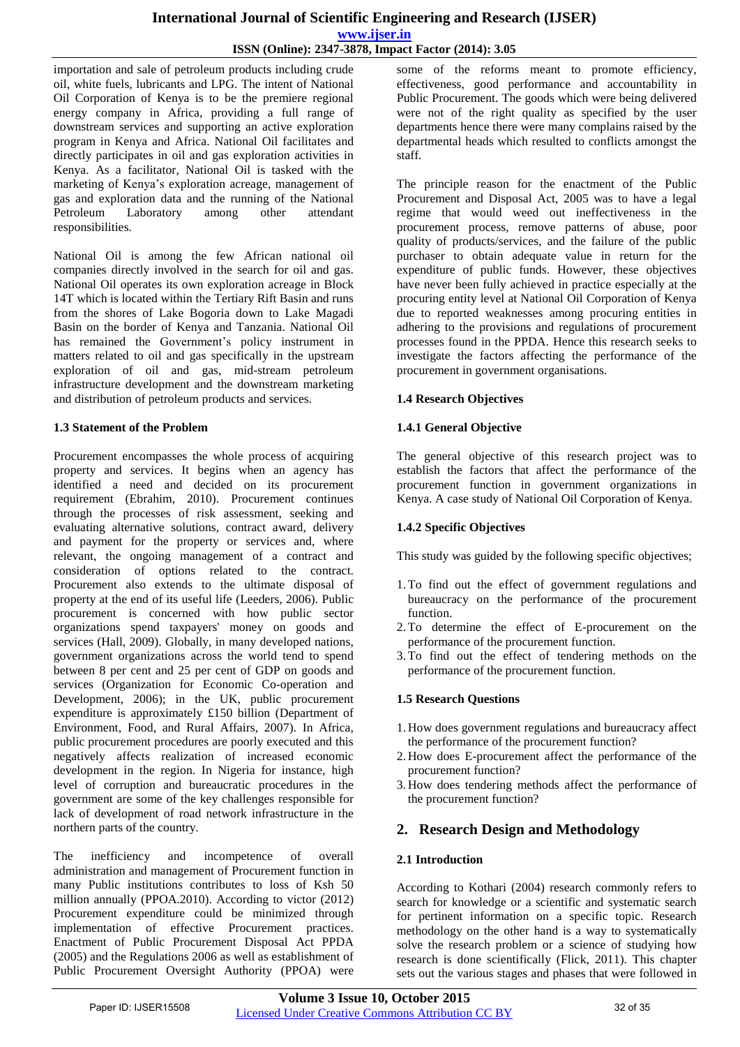importation and sale of petroleum products including crude oil, white fuels, lubricants and LPG. The intent of National Oil Corporation of Kenya is to be the premiere regional energy company in Africa, providing a full range of downstream services and supporting an active exploration program in Kenya and Africa. National Oil facilitates and directly participates in oil and gas exploration activities in Kenya. As a facilitator, National Oil is tasked with the marketing of Kenya's exploration acreage, management of gas and exploration data and the running of the National Petroleum Laboratory among other attendant responsibilities.

National Oil is among the few African national oil companies directly involved in the search for oil and gas. National Oil operates its own exploration acreage in Block 14T which is located within the Tertiary Rift Basin and runs from the shores of Lake Bogoria down to Lake Magadi Basin on the border of Kenya and Tanzania. National Oil has remained the Government's policy instrument in matters related to oil and gas specifically in the upstream exploration of oil and gas, mid-stream petroleum infrastructure development and the downstream marketing and distribution of petroleum products and services.

### 1.3 Statement of the Problem

Procurement encompasses the whole process of acquiring property and services. It begins when an agency has identified a need and decided on its procurement requirement (Ebrahim, 2010). Procurement continues through the processes of risk assessment, seeking and evaluating alternative solutions, contract award, delivery and payment for the property or services and, where relevant, the ongoing management of a contract and consideration of options related to the contract. Procurement also extends to the ultimate disposal of property at the end of its useful life (Leeders, 2006). Public procurement is concerned with how public sector organizations spend taxpayers' money on goods and services (Hall, 2009). Globally, in many developed nations, government organizations across the world tend to spend between 8 per cent and 25 per cent of GDP on goods and services (Organization for Economic Co-operation and Development, 2006); in the UK, public procurement expenditure is approximately £150 billion (Department of Environment, Food, and Rural Affairs, 2007). In Africa, public procurement procedures are poorly executed and this negatively affects realization of increased economic development in the region. In Nigeria for instance, high level of corruption and bureaucratic procedures in the government are some of the key challenges responsible for lack of development of road network infrastructure in the northern parts of the country.

The inefficiency and incompetence of overall administration and management of Procurement function in many Public institutions contributes to loss of Ksh 50 million annually (PPOA.2010). According to victor (2012) Procurement expenditure could be minimized through implementation of effective Procurement practices. Enactment of Public Procurement Disposal Act PPDA (2005) and the Regulations 2006 as well as establishment of Public Procurement Oversight Authority (PPOA) were some of the reforms meant to promote efficiency, effectiveness, good performance and accountability in Public Procurement. The goods which were being delivered were not of the right quality as specified by the user departments hence there were many complains raised by the departmental heads which resulted to conflicts amongst the staff.

The principle reason for the enactment of the Public Procurement and Disposal Act, 2005 was to have a legal regime that would weed out ineffectiveness in the procurement process, remove patterns of abuse, poor quality of products/services, and the failure of the public purchaser to obtain adequate value in return for the expenditure of public funds. However, these objectives have never been fully achieved in practice especially at the procuring entity level at National Oil Corporation of Kenya due to reported weaknesses among procuring entities in adhering to the provisions and regulations of procurement processes found in the PPDA. Hence this research seeks to investigate the factors affecting the performance of the procurement in government organisations.

### 1.4 Research Objectives

#### 1.4.1 General Objective

The general objective of this research project was to establish the factors that affect the performance of the procurement function in government organizations in Kenya. A case study of National Oil Corporation of Kenya.

#### 1.4.2 Specific Objectives

This study was guided by the following specific objectives;

1. To find out the effect of government regulations and bureaucracy on the performance of the procurement function.
2. To determine the effect of E-procurement on the performance of the procurement function.
3. To find out the effect of tendering methods on the performance of the procurement function.

### 1.5 Research Questions

1. How does government regulations and bureaucracy affect the performance of the procurement function?
2. How does E-procurement affect the performance of the procurement function?
3. How does tendering methods affect the performance of the procurement function?

## 2. Research Design and Methodology

### 2.1 Introduction

According to Kothari (2004) research commonly refers to search for knowledge or a scientific and systematic search for pertinent information on a specific topic. Research methodology on the other hand is a way to systematically solve the research problem or a science of studying how research is done scientifically (Flick, 2011). This chapter sets out the various stages and phases that were followed in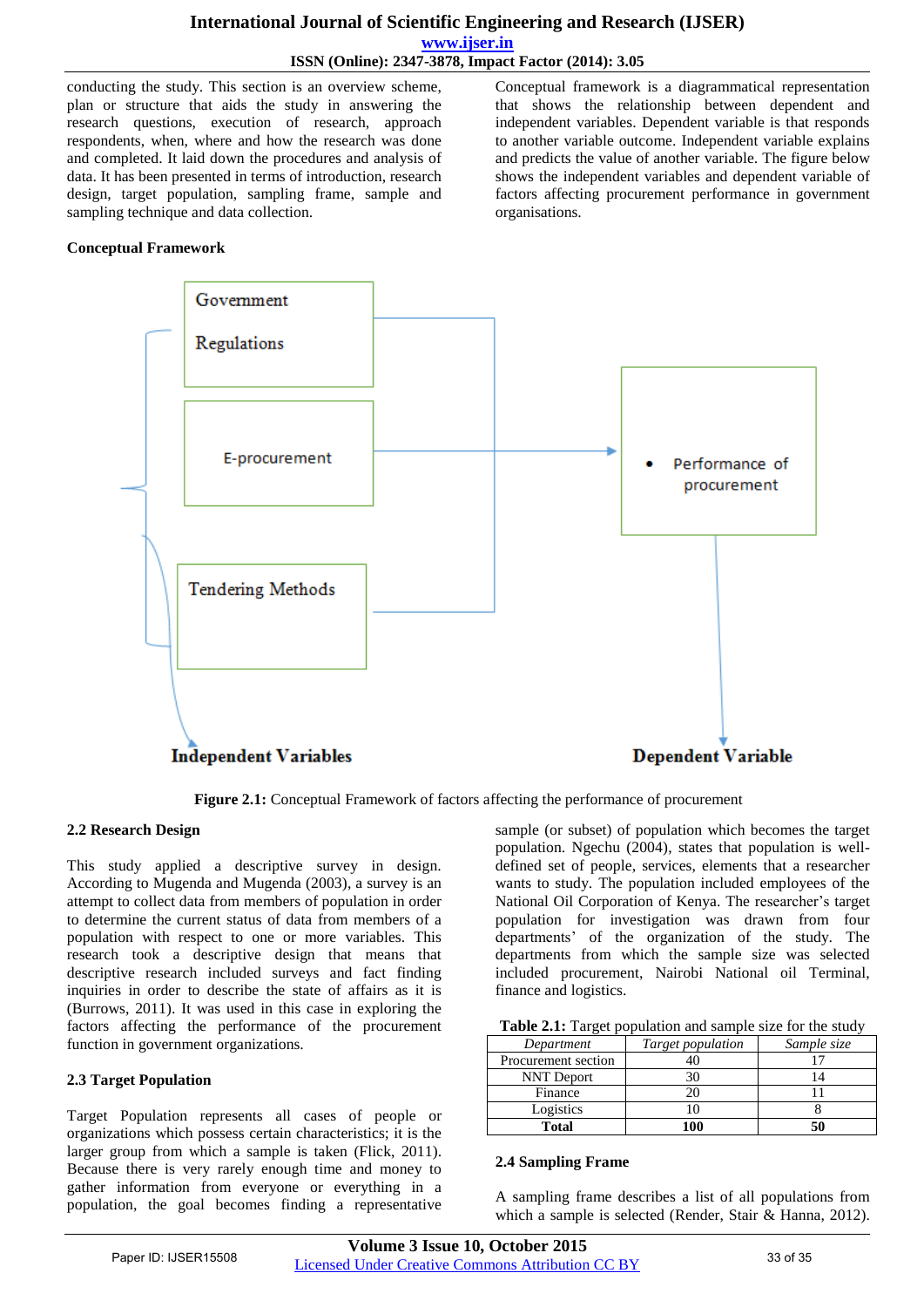conducting the study. This section is an overview scheme, plan or structure that aids the study in answering the research questions, execution of research, approach respondents, when, where and how the research was done and completed. It laid down the procedures and analysis of data. It has been presented in terms of introduction, research design, target population, sampling frame, sample and sampling technique and data collection.

**Conceptual Framework**

Conceptual framework is a diagrammatical representation that shows the relationship between dependent and independent variables. Dependent variable is that responds to another variable outcome. Independent variable explains and predicts the value of another variable. The figure below shows the independent variables and dependent variable of factors affecting procurement performance in government organisations.

Government Regulations

E-procurement

Tendering Methods

- Performance of procurement

**Independent Variables**

**Dependent Variable**

**Figure 2.1:** Conceptual Framework of factors affecting the performance of procurement

## 2.2 Research Design

This study applied a descriptive survey in design. According to Mugenda and Mugenda (2003), a survey is an attempt to collect data from members of population in order to determine the current status of data from members of a population with respect to one or more variables. This research took a descriptive design that means that descriptive research included surveys and fact finding inquiries in order to describe the state of affairs as it is (Burrows, 2011). It was used in this case in exploring the factors affecting the performance of the procurement function in government organizations.

## 2.3 Target Population

Target Population represents all cases of people or organizations which possess certain characteristics; it is the larger group from which a sample is taken (Flick, 2011). Because there is very rarely enough time and money to gather information from everyone or everything in a population, the goal becomes finding a representative sample (or subset) of population which becomes the target population. Ngechu (2004), states that population is well-defined set of people, services, elements that a researcher wants to study. The population included employees of the National Oil Corporation of Kenya. The researcher's target population for investigation was drawn from four departments' of the organization of the study. The departments from which the sample size was selected included procurement, Nairobi National oil Terminal, finance and logistics.

**Table 2.1:** Target population and sample size for the study

| *Department* | *Target population* | *Sample size* |
|---|---|---|
| Procurement section | 40 | 17 |
| NNT Deport | 30 | 14 |
| Finance | 20 | 11 |
| Logistics | 10 | 8 |
| **Total** | **100** | **50** |

## 2.4 Sampling Frame

A sampling frame describes a list of all populations from which a sample is selected (Render, Stair & Hanna, 2012).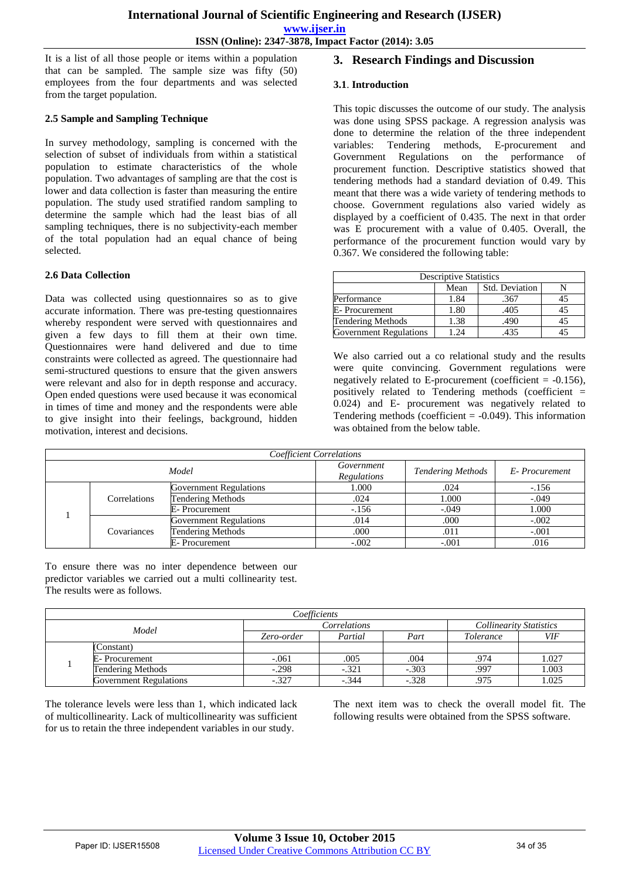It is a list of all those people or items within a population that can be sampled. The sample size was fifty (50) employees from the four departments and was selected from the target population.

### 2.5 Sample and Sampling Technique

In survey methodology, sampling is concerned with the selection of subset of individuals from within a statistical population to estimate characteristics of the whole population. Two advantages of sampling are that the cost is lower and data collection is faster than measuring the entire population. The study used stratified random sampling to determine the sample which had the least bias of all sampling techniques, there is no subjectivity-each member of the total population had an equal chance of being selected.

### 2.6 Data Collection

Data was collected using questionnaires so as to give accurate information. There was pre-testing questionnaires whereby respondent were served with questionnaires and given a few days to fill them at their own time. Questionnaires were hand delivered and due to time constraints were collected as agreed. The questionnaire had semi-structured questions to ensure that the given answers were relevant and also for in depth response and accuracy. Open ended questions were used because it was economical in times of time and money and the respondents were able to give insight into their feelings, background, hidden motivation, interest and decisions.

## 3. Research Findings and Discussion

### 3.1. Introduction

This topic discusses the outcome of our study. The analysis was done using SPSS package. A regression analysis was done to determine the relation of the three independent variables: Tendering methods, E-procurement and Government Regulations on the performance of procurement function. Descriptive statistics showed that tendering methods had a standard deviation of 0.49. This meant that there was a wide variety of tendering methods to choose. Government regulations also varied widely as displayed by a coefficient of 0.435. The next in that order was E procurement with a value of 0.405. Overall, the performance of the procurement function would vary by 0.367. We considered the following table:

| Descriptive Statistics | | | |
|---|---|---|---|
| | Mean | Std. Deviation | N |
| Performance | 1.84 | .367 | 45 |
| E- Procurement | 1.80 | .405 | 45 |
| Tendering Methods | 1.38 | .490 | 45 |
| Government Regulations | 1.24 | .435 | 45 |

We also carried out a co relational study and the results were quite convincing. Government regulations were negatively related to E-procurement (coefficient = -0.156), positively related to Tendering methods (coefficient = 0.024) and E- procurement was negatively related to Tendering methods (coefficient = -0.049). This information was obtained from the below table.

| *Coefficient Correlations* | | | | | |
|---|---|---|---|---|---|
| *Model* | | | *Government Regulations* | *Tendering Methods* | *E- Procurement* |
| 1 | Correlations | Government Regulations | 1.000 | .024 | -.156 |
| | | Tendering Methods | .024 | 1.000 | -.049 |
| | | E- Procurement | -.156 | -.049 | 1.000 |
| | Covariances | Government Regulations | .014 | .000 | -.002 |
| | | Tendering Methods | .000 | .011 | -.001 |
| | | E- Procurement | -.002 | -.001 | .016 |

To ensure there was no inter dependence between our predictor variables we carried out a multi collinearity test. The results were as follows.

| *Coefficients* | | | | | | |
|---|---|---|---|---|---|---|
| *Model* | | *Correlations* | | | *Collinearity Statistics* | |
| | | *Zero-order* | *Partial* | *Part* | *Tolerance* | *VIF* |
| 1 | (Constant) | | | | | |
| | E- Procurement | -.061 | .005 | .004 | .974 | 1.027 |
| | Tendering Methods | -.298 | -.321 | -.303 | .997 | 1.003 |
| | Government Regulations | -.327 | -.344 | -.328 | .975 | 1.025 |

The tolerance levels were less than 1, which indicated lack of multicollinearity. Lack of multicollinearity was sufficient for us to retain the three independent variables in our study.

The next item was to check the overall model fit. The following results were obtained from the SPSS software.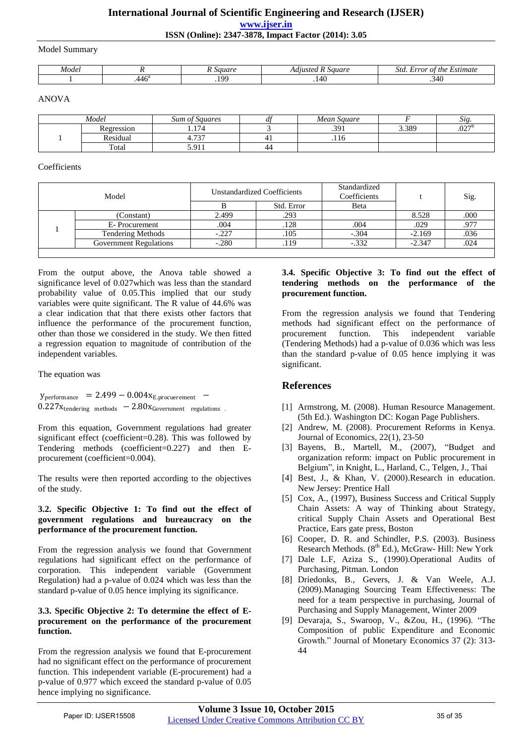Model Summary

| *Model* | *R* | *R Square* | *Adjusted R Square* | *Std. Error of the Estimate* |
|---|---|---|---|---|
| 1 | .446[a] | .199 | .140 | .340 |

ANOVA

| *Model* | | *Sum of Squares* | *df* | *Mean Square* | *F* | *Sig.* |
|---|---|---|---|---|---|---|
| 1 | Regression | 1.174 | 3 | .391 | 3.389 | .027[b] |
| | Residual | 4.737 | 41 | .116 | | |
| | Total | 5.911 | 44 | | | |

Coefficients

| Model | | Unstandardized Coefficients | | Standardized Coefficients | t | Sig. |
|---|---|---|---|---|---|---|
| | | B | Std. Error | Beta | | |
| 1 | (Constant) | 2.499 | .293 | | 8.528 | .000 |
| | E- Procurement | .004 | .128 | .004 | .029 | .977 |
| | Tendering Methods | -.227 | .105 | -.304 | -2.169 | .036 |
| | Government Regulations | -.280 | .119 | -.332 | -2.347 | .024 |

From the output above, the Anova table showed a significance level of 0.027which was less than the standard probability value of 0.05.This implied that our study variables were quite significant. The R value of 44.6% was a clear indication that that there exists other factors that influence the performance of the procurement function, other than those we considered in the study. We then fitted a regression equation to magnitude of contribution of the independent variables.

The equation was

$$y_{\text{performance}} = 2.499 - 0.004x_{\text{E.procuerement}} - 0.227x_{\text{tendering methods}} - 2.80x_{\text{Government regulations}}.$$

From this equation, Government regulations had greater significant effect (coefficient=0.28). This was followed by Tendering methods (coefficient=0.227) and then E-procurement (coefficient=0.004).

The results were then reported according to the objectives of the study.

### 3.2. Specific Objective 1: To find out the effect of government regulations and bureaucracy on the performance of the procurement function.

From the regression analysis we found that Government regulations had significant effect on the performance of corporation. This independent variable (Government Regulation) had a p-value of 0.024 which was less than the standard p-value of 0.05 hence implying its significance.

### 3.3. Specific Objective 2: To determine the effect of E-procurement on the performance of the procurement function.

From the regression analysis we found that E-procurement had no significant effect on the performance of procurement function. This independent variable (E-procurement) had a p-value of 0.977 which exceed the standard p-value of 0.05 hence implying no significance.

### 3.4. Specific Objective 3: To find out the effect of tendering methods on the performance of the procurement function.

From the regression analysis we found that Tendering methods had significant effect on the performance of procurement function. This independent variable (Tendering Methods) had a p-value of 0.036 which was less than the standard p-value of 0.05 hence implying it was significant.

## References

[1] Armstrong, M. (2008). Human Resource Management. (5th Ed.). Washington DC: Kogan Page Publishers.

[2] Andrew, M. (2008). Procurement Reforms in Kenya. Journal of Economics, 22(1), 23-50

[3] Bayens, B., Martell, M., (2007), "Budget and organization reform: impact on Public procurement in Belgium", in Knight, L., Harland, C., Telgen, J., Thai

[4] Best, J., & Khan, V. (2000).Research in education. New Jersey: Prentice Hall

[5] Cox, A., (1997), Business Success and Critical Supply Chain Assets: A way of Thinking about Strategy, critical Supply Chain Assets and Operational Best Practice, Ears gate press, Boston

[6] Cooper, D. R. and Schindler, P.S. (2003). Business Research Methods. (8th Ed.), McGraw- Hill: New York

[7] Dale L.F, Aziza S., (1990).Operational Audits of Purchasing, Pitman. London

[8] Driedonks, B., Gevers, J. & Van Weele, A.J. (2009).Managing Sourcing Team Effectiveness: The need for a team perspective in purchasing, Journal of Purchasing and Supply Management, Winter 2009

[9] Devaraja, S., Swaroop, V., &Zou, H., (1996). "The Composition of public Expenditure and Economic Growth." Journal of Monetary Economics 37 (2): 313-44